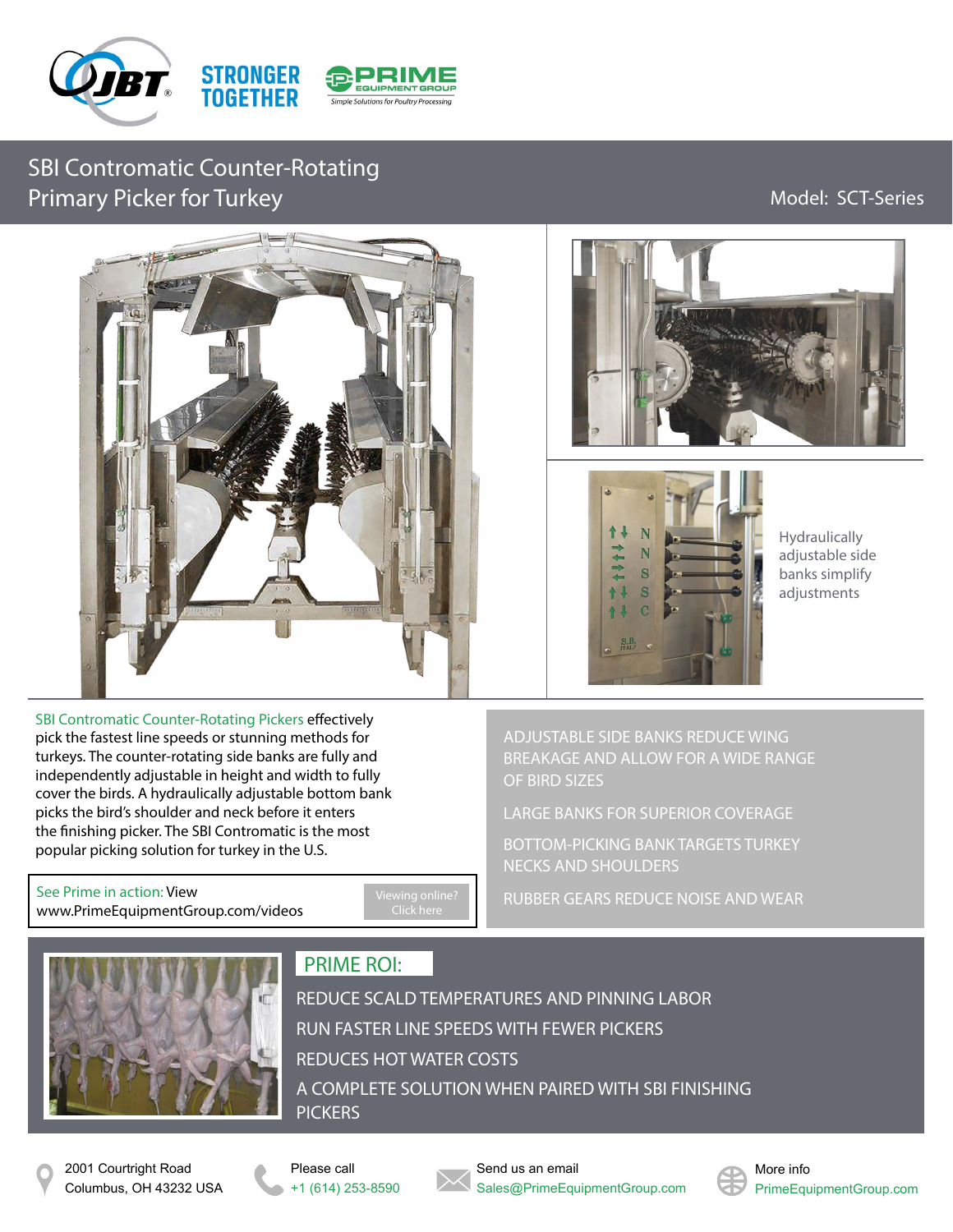STRONGER TOGETHER

PRIME EQUIPMENT GROUP — Simple Solutions for Poultry Processing

# SBI Contromatic Counter-Rotating Primary Picker for Turkey

Model: SCT-Series

Hydraulically adjustable side banks simplify adjustments

SBI Contromatic Counter-Rotating Pickers effectively pick the fastest line speeds or stunning methods for turkeys. The counter-rotating side banks are fully and independently adjustable in height and width to fully cover the birds. A hydraulically adjustable bottom bank picks the bird's shoulder and neck before it enters the finishing picker. The SBI Contromatic is the most popular picking solution for turkey in the U.S.

See Prime in action: View www.PrimeEquipmentGroup.com/videos

Viewing online? Click here

- ADJUSTABLE SIDE BANKS REDUCE WING BREAKAGE AND ALLOW FOR A WIDE RANGE OF BIRD SIZES
- LARGE BANKS FOR SUPERIOR COVERAGE
- BOTTOM-PICKING BANK TARGETS TURKEY NECKS AND SHOULDERS
- RUBBER GEARS REDUCE NOISE AND WEAR

## PRIME ROI:

- REDUCE SCALD TEMPERATURES AND PINNING LABOR
- RUN FASTER LINE SPEEDS WITH FEWER PICKERS
- REDUCES HOT WATER COSTS
- A COMPLETE SOLUTION WHEN PAIRED WITH SBI FINISHING PICKERS

2001 Courtright Road
Columbus, OH 43232 USA

Please call
+1 (614) 253-8590

Send us an email
Sales@PrimeEquipmentGroup.com

More info
PrimeEquipmentGroup.com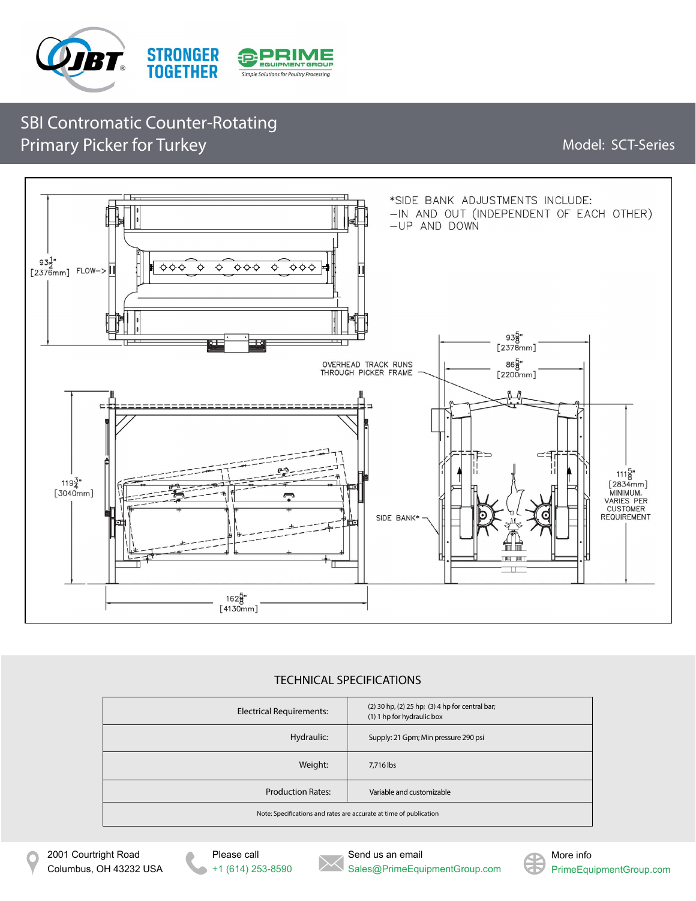STRONGER TOGETHER

PRIME EQUIPMENT GROUP
Simple Solutions for Poultry Processing

# SBI Contromatic Counter-Rotating Primary Picker for Turkey

Model: SCT-Series

*SIDE BANK ADJUSTMENTS INCLUDE:
–IN AND OUT (INDEPENDENT OF EACH OTHER)
–UP AND DOWN

93½" [2376mm] FLOW–>

93⅝" [2378mm]

86⅝" [2200mm]

OVERHEAD TRACK RUNS THROUGH PICKER FRAME

119¾" [3040mm]

SIDE BANK*

111⅝" [2834mm] MINIMUM. VARIES PER CUSTOMER REQUIREMENT

162⅝" [4130mm]

## TECHNICAL SPECIFICATIONS

| | |
|---|---|
| Electrical Requirements: | (2) 30 hp, (2) 25 hp; (3) 4 hp for central bar; (1) 1 hp for hydraulic box |
| Hydraulic: | Supply: 21 Gpm; Min pressure 290 psi |
| Weight: | 7,716 lbs |
| Production Rates: | Variable and customizable |
| Note: Specifications and rates are accurate at time of publication | |

2001 Courtright Road
Columbus, OH 43232 USA

Please call
+1 (614) 253-8590

Send us an email
Sales@PrimeEquipmentGroup.com

More info
PrimeEquipmentGroup.com